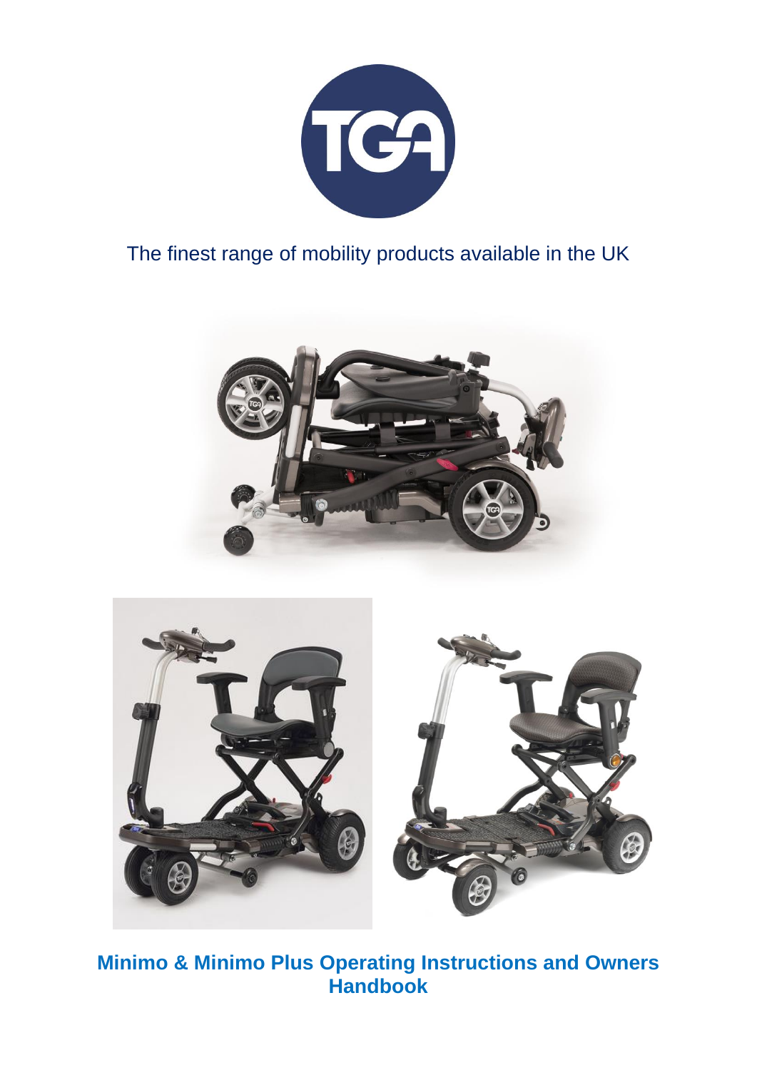The finest range of mobility products available in the UK

# Minimo & Minimo Plus Operating Instructions and Owners Handbook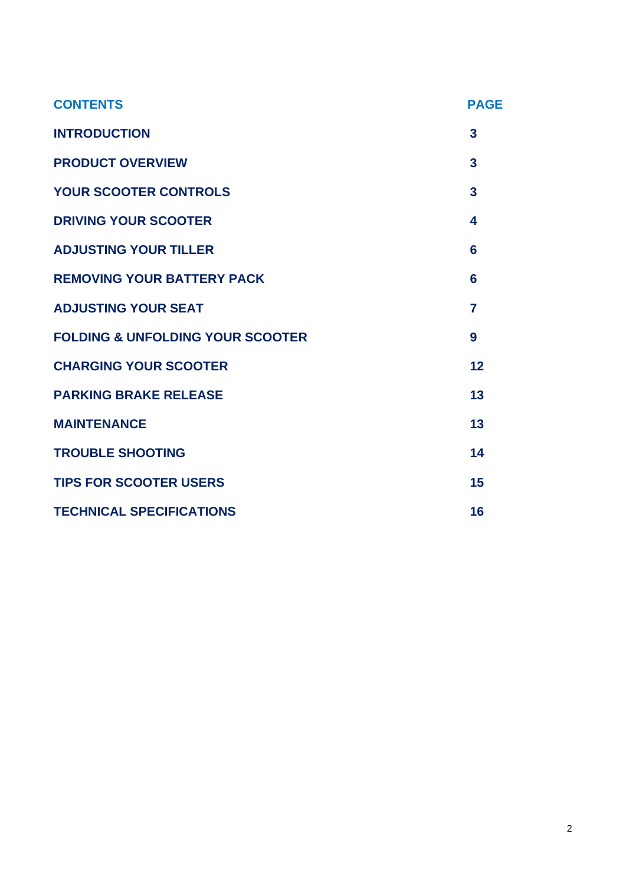| CONTENTS | PAGE |
| --- | --- |
| **INTRODUCTION** | **3** |
| **PRODUCT OVERVIEW** | **3** |
| **YOUR SCOOTER CONTROLS** | **3** |
| **DRIVING YOUR SCOOTER** | **4** |
| **ADJUSTING YOUR TILLER** | **6** |
| **REMOVING YOUR BATTERY PACK** | **6** |
| **ADJUSTING YOUR SEAT** | **7** |
| **FOLDING & UNFOLDING YOUR SCOOTER** | **9** |
| **CHARGING YOUR SCOOTER** | **12** |
| **PARKING BRAKE RELEASE** | **13** |
| **MAINTENANCE** | **13** |
| **TROUBLE SHOOTING** | **14** |
| **TIPS FOR SCOOTER USERS** | **15** |
| **TECHNICAL SPECIFICATIONS** | **16** |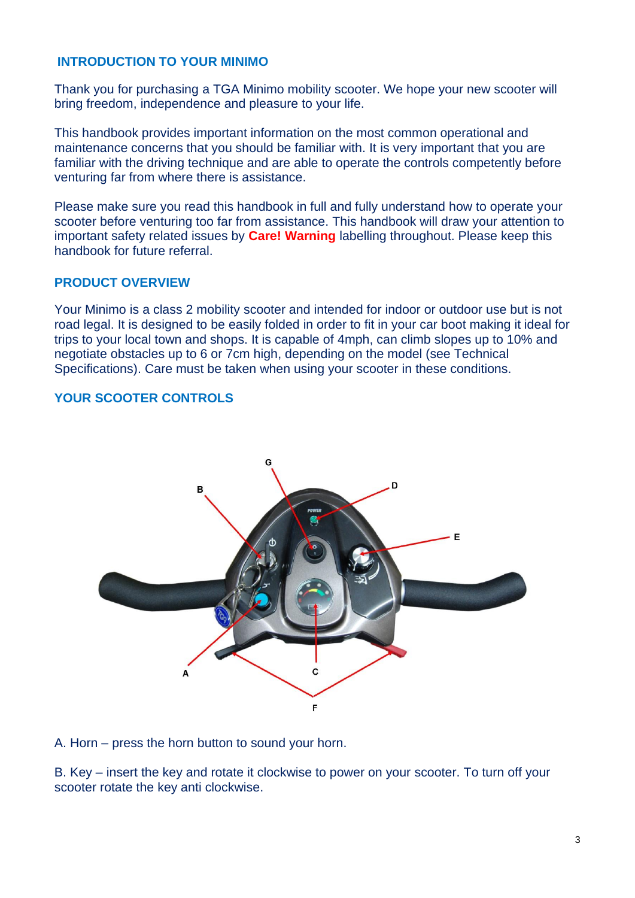## INTRODUCTION TO YOUR MINIMO

Thank you for purchasing a TGA Minimo mobility scooter. We hope your new scooter will bring freedom, independence and pleasure to your life.

This handbook provides important information on the most common operational and maintenance concerns that you should be familiar with. It is very important that you are familiar with the driving technique and are able to operate the controls competently before venturing far from where there is assistance.

Please make sure you read this handbook in full and fully understand how to operate your scooter before venturing too far from assistance. This handbook will draw your attention to important safety related issues by **Care! Warning** labelling throughout. Please keep this handbook for future referral.

## PRODUCT OVERVIEW

Your Minimo is a class 2 mobility scooter and intended for indoor or outdoor use but is not road legal. It is designed to be easily folded in order to fit in your car boot making it ideal for trips to your local town and shops. It is capable of 4mph, can climb slopes up to 10% and negotiate obstacles up to 6 or 7cm high, depending on the model (see Technical Specifications). Care must be taken when using your scooter in these conditions.

## YOUR SCOOTER CONTROLS

A. Horn – press the horn button to sound your horn.

B. Key – insert the key and rotate it clockwise to power on your scooter. To turn off your scooter rotate the key anti clockwise.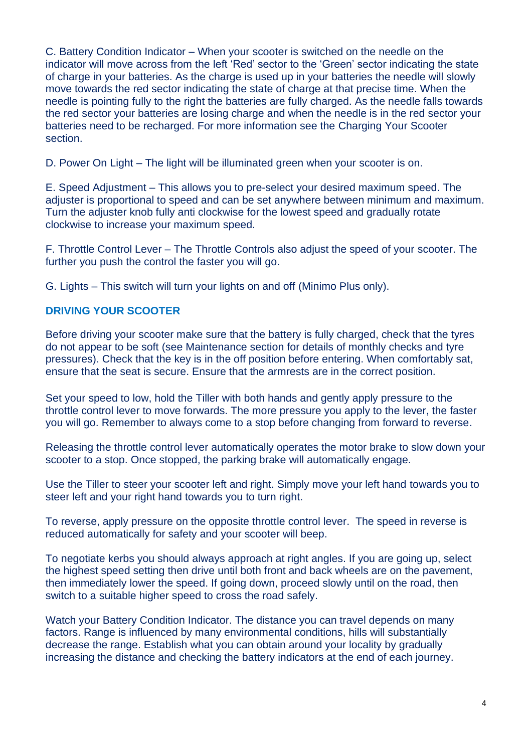C. Battery Condition Indicator – When your scooter is switched on the needle on the indicator will move across from the left 'Red' sector to the 'Green' sector indicating the state of charge in your batteries. As the charge is used up in your batteries the needle will slowly move towards the red sector indicating the state of charge at that precise time. When the needle is pointing fully to the right the batteries are fully charged. As the needle falls towards the red sector your batteries are losing charge and when the needle is in the red sector your batteries need to be recharged. For more information see the Charging Your Scooter section.

D. Power On Light – The light will be illuminated green when your scooter is on.

E. Speed Adjustment – This allows you to pre-select your desired maximum speed. The adjuster is proportional to speed and can be set anywhere between minimum and maximum. Turn the adjuster knob fully anti clockwise for the lowest speed and gradually rotate clockwise to increase your maximum speed.

F. Throttle Control Lever – The Throttle Controls also adjust the speed of your scooter. The further you push the control the faster you will go.

G. Lights – This switch will turn your lights on and off (Minimo Plus only).

## DRIVING YOUR SCOOTER

Before driving your scooter make sure that the battery is fully charged, check that the tyres do not appear to be soft (see Maintenance section for details of monthly checks and tyre pressures). Check that the key is in the off position before entering. When comfortably sat, ensure that the seat is secure. Ensure that the armrests are in the correct position.

Set your speed to low, hold the Tiller with both hands and gently apply pressure to the throttle control lever to move forwards. The more pressure you apply to the lever, the faster you will go. Remember to always come to a stop before changing from forward to reverse.

Releasing the throttle control lever automatically operates the motor brake to slow down your scooter to a stop. Once stopped, the parking brake will automatically engage.

Use the Tiller to steer your scooter left and right. Simply move your left hand towards you to steer left and your right hand towards you to turn right.

To reverse, apply pressure on the opposite throttle control lever. The speed in reverse is reduced automatically for safety and your scooter will beep.

To negotiate kerbs you should always approach at right angles. If you are going up, select the highest speed setting then drive until both front and back wheels are on the pavement, then immediately lower the speed. If going down, proceed slowly until on the road, then switch to a suitable higher speed to cross the road safely.

Watch your Battery Condition Indicator. The distance you can travel depends on many factors. Range is influenced by many environmental conditions, hills will substantially decrease the range. Establish what you can obtain around your locality by gradually increasing the distance and checking the battery indicators at the end of each journey.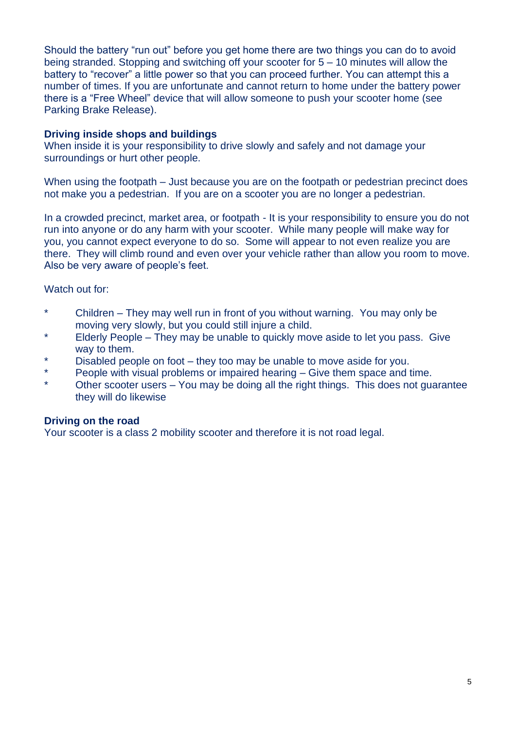Should the battery "run out" before you get home there are two things you can do to avoid being stranded. Stopping and switching off your scooter for 5 – 10 minutes will allow the battery to "recover" a little power so that you can proceed further. You can attempt this a number of times. If you are unfortunate and cannot return to home under the battery power there is a "Free Wheel" device that will allow someone to push your scooter home (see Parking Brake Release).

**Driving inside shops and buildings**

When inside it is your responsibility to drive slowly and safely and not damage your surroundings or hurt other people.

When using the footpath – Just because you are on the footpath or pedestrian precinct does not make you a pedestrian. If you are on a scooter you are no longer a pedestrian.

In a crowded precinct, market area, or footpath - It is your responsibility to ensure you do not run into anyone or do any harm with your scooter. While many people will make way for you, you cannot expect everyone to do so. Some will appear to not even realize you are there. They will climb round and even over your vehicle rather than allow you room to move. Also be very aware of people's feet.

Watch out for:

* Children – They may well run in front of you without warning. You may only be moving very slowly, but you could still injure a child.
* Elderly People – They may be unable to quickly move aside to let you pass. Give way to them.
* Disabled people on foot – they too may be unable to move aside for you.
* People with visual problems or impaired hearing – Give them space and time.
* Other scooter users – You may be doing all the right things. This does not guarantee they will do likewise

**Driving on the road**

Your scooter is a class 2 mobility scooter and therefore it is not road legal.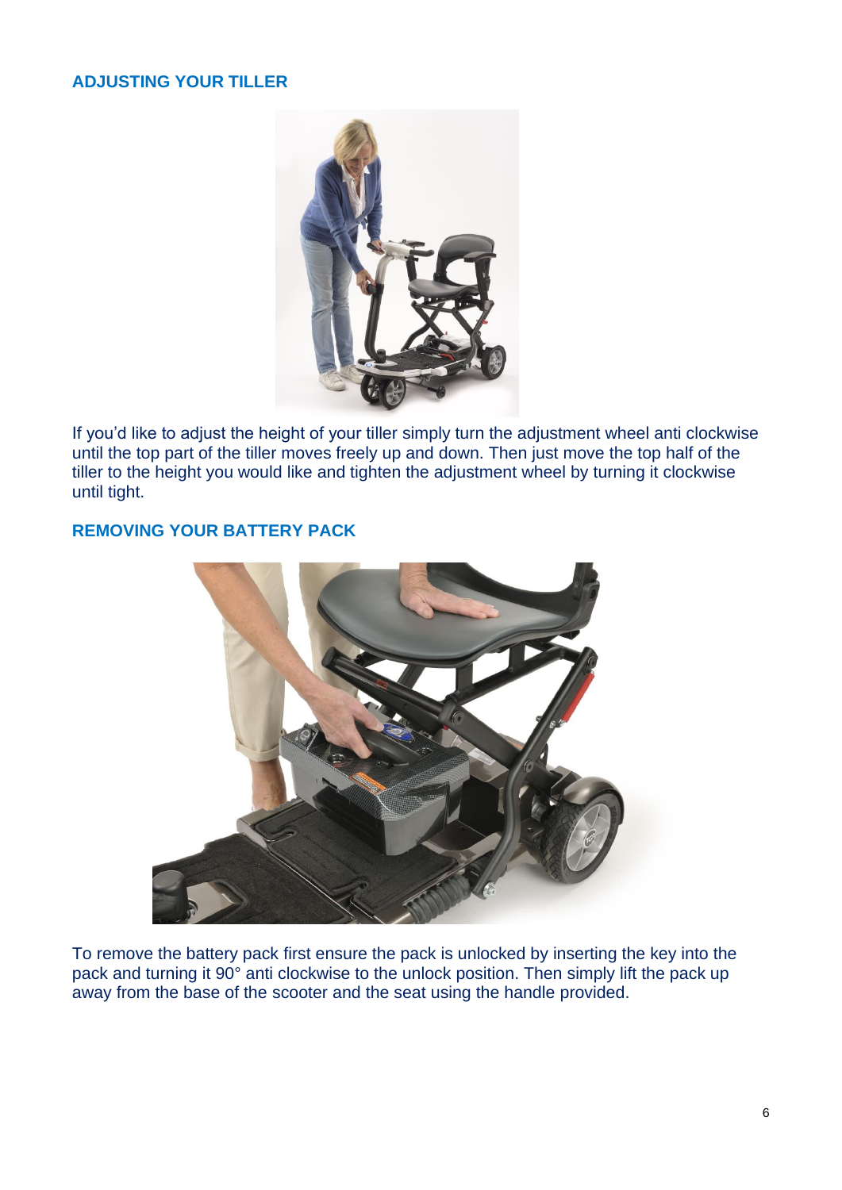## ADJUSTING YOUR TILLER

If you'd like to adjust the height of your tiller simply turn the adjustment wheel anti clockwise until the top part of the tiller moves freely up and down. Then just move the top half of the tiller to the height you would like and tighten the adjustment wheel by turning it clockwise until tight.

## REMOVING YOUR BATTERY PACK

To remove the battery pack first ensure the pack is unlocked by inserting the key into the pack and turning it 90° anti clockwise to the unlock position. Then simply lift the pack up away from the base of the scooter and the seat using the handle provided.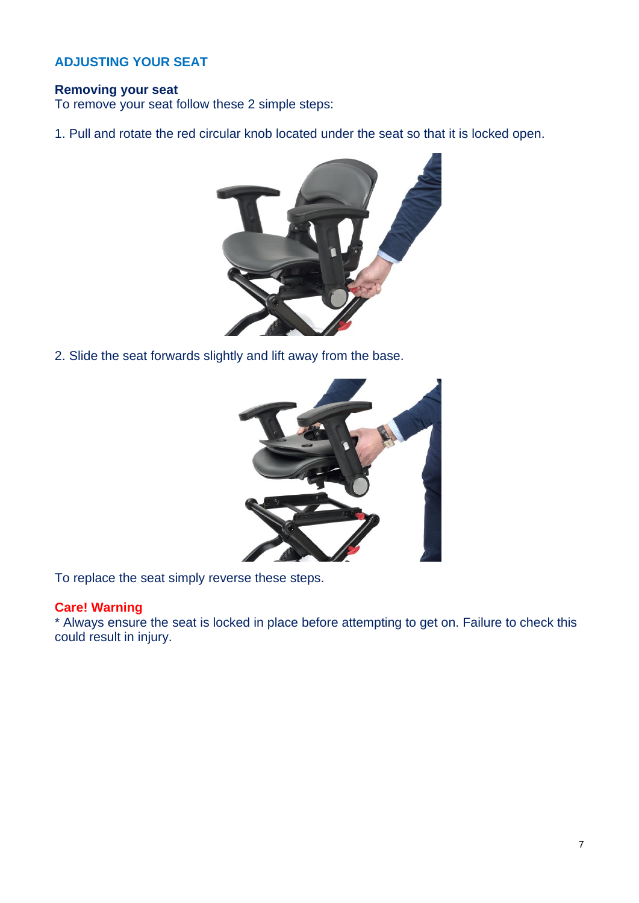## ADJUSTING YOUR SEAT

### Removing your seat

To remove your seat follow these 2 simple steps:

1. Pull and rotate the red circular knob located under the seat so that it is locked open.

2. Slide the seat forwards slightly and lift away from the base.

To replace the seat simply reverse these steps.

**Care! Warning**

* Always ensure the seat is locked in place before attempting to get on. Failure to check this could result in injury.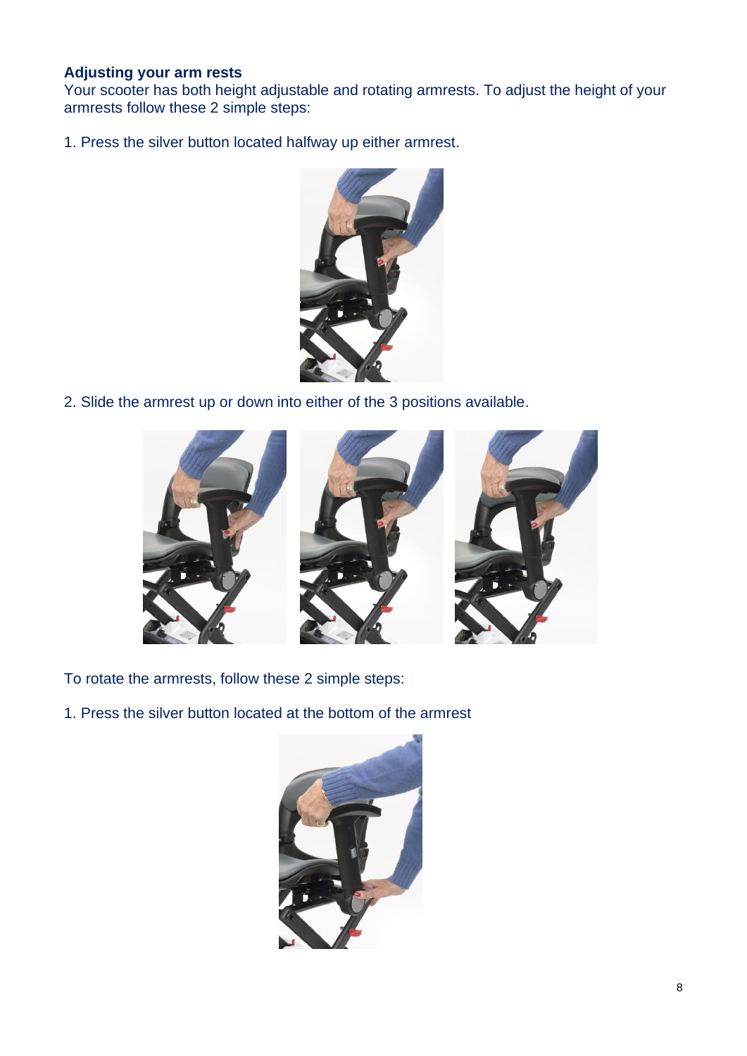**Adjusting your arm rests**

Your scooter has both height adjustable and rotating armrests. To adjust the height of your armrests follow these 2 simple steps:

1. Press the silver button located halfway up either armrest.

2. Slide the armrest up or down into either of the 3 positions available.

To rotate the armrests, follow these 2 simple steps:

1. Press the silver button located at the bottom of the armrest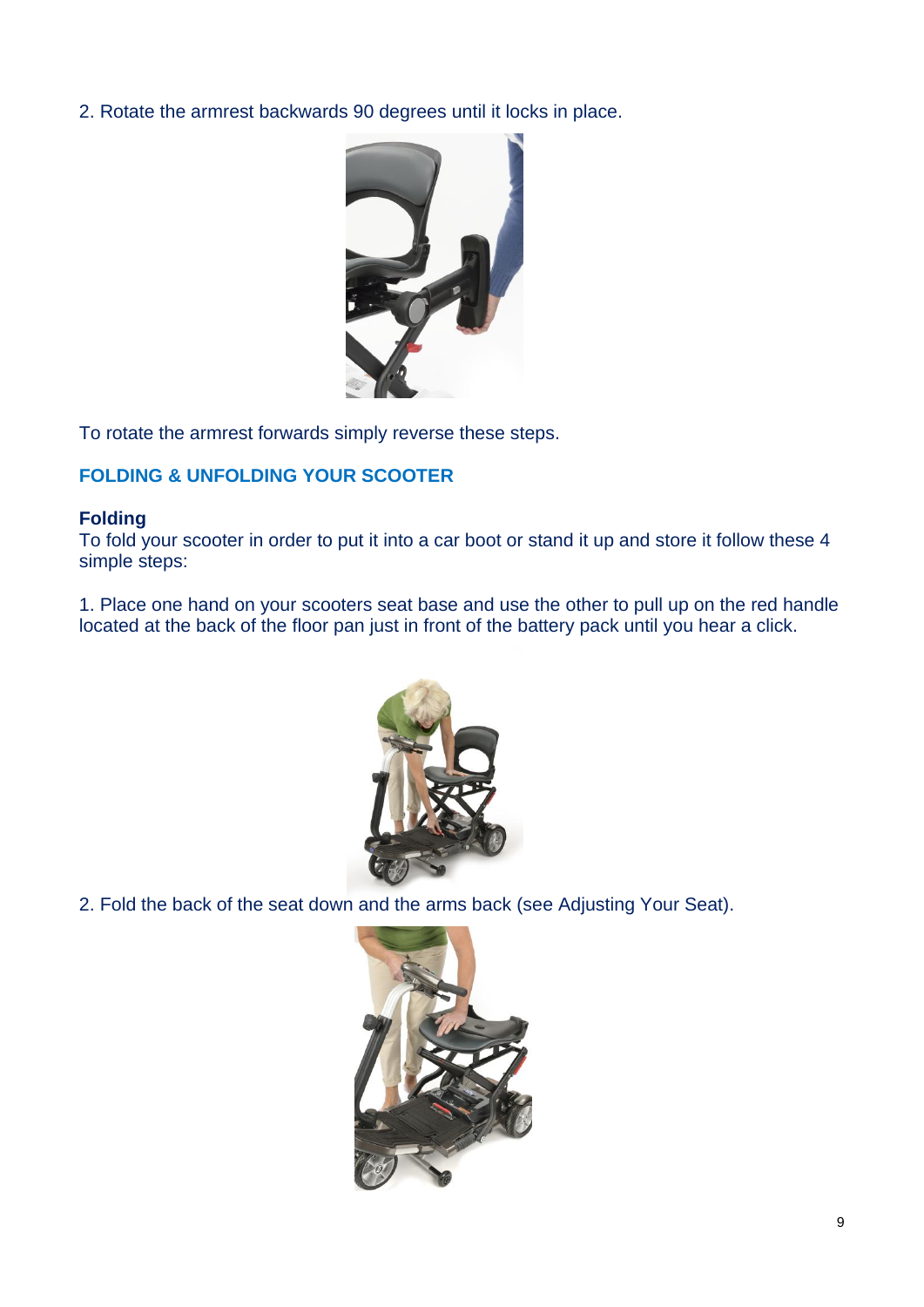2. Rotate the armrest backwards 90 degrees until it locks in place.

To rotate the armrest forwards simply reverse these steps.

## FOLDING & UNFOLDING YOUR SCOOTER

### Folding

To fold your scooter in order to put it into a car boot or stand it up and store it follow these 4 simple steps:

1. Place one hand on your scooters seat base and use the other to pull up on the red handle located at the back of the floor pan just in front of the battery pack until you hear a click.

2. Fold the back of the seat down and the arms back (see Adjusting Your Seat).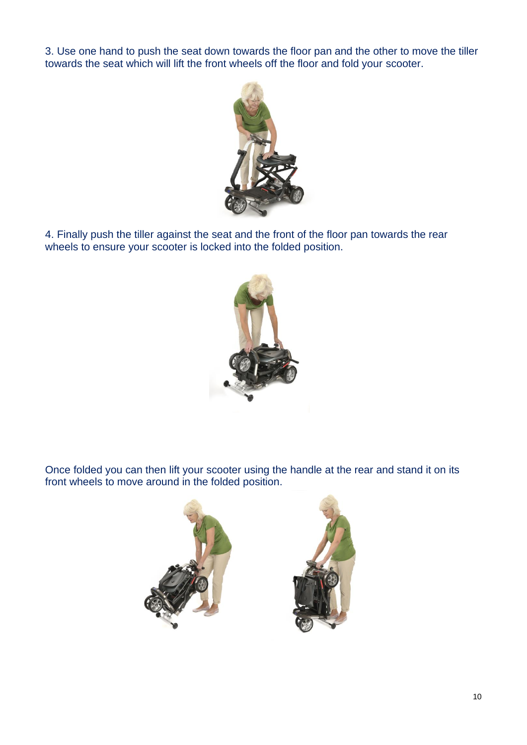3. Use one hand to push the seat down towards the floor pan and the other to move the tiller towards the seat which will lift the front wheels off the floor and fold your scooter.

4. Finally push the tiller against the seat and the front of the floor pan towards the rear wheels to ensure your scooter is locked into the folded position.

Once folded you can then lift your scooter using the handle at the rear and stand it on its front wheels to move around in the folded position.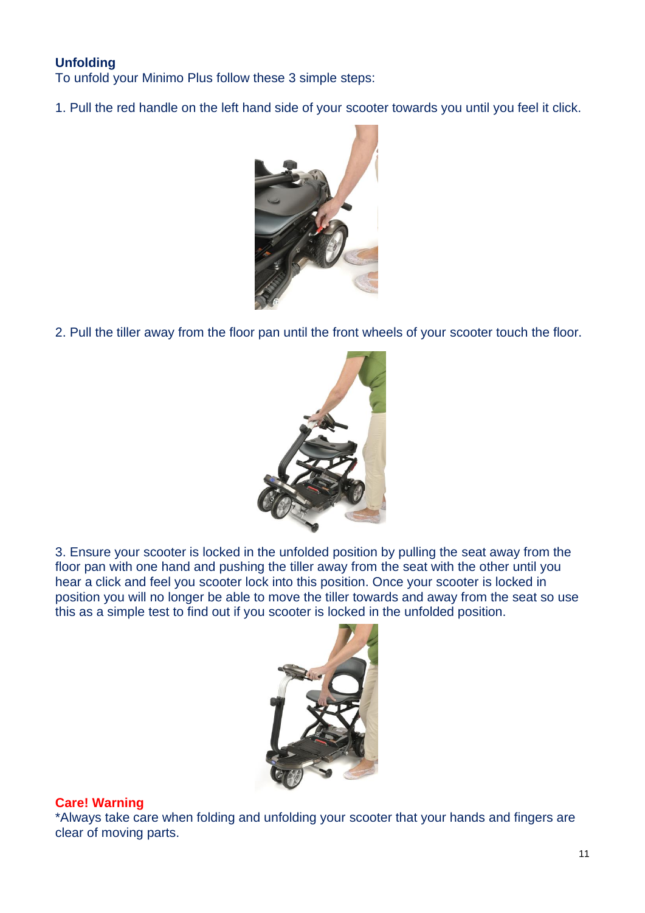## Unfolding

To unfold your Minimo Plus follow these 3 simple steps:

1. Pull the red handle on the left hand side of your scooter towards you until you feel it click.

2. Pull the tiller away from the floor pan until the front wheels of your scooter touch the floor.

3. Ensure your scooter is locked in the unfolded position by pulling the seat away from the floor pan with one hand and pushing the tiller away from the seat with the other until you hear a click and feel you scooter lock into this position. Once your scooter is locked in position you will no longer be able to move the tiller towards and away from the seat so use this as a simple test to find out if you scooter is locked in the unfolded position.

**Care! Warning**

*Always take care when folding and unfolding your scooter that your hands and fingers are clear of moving parts.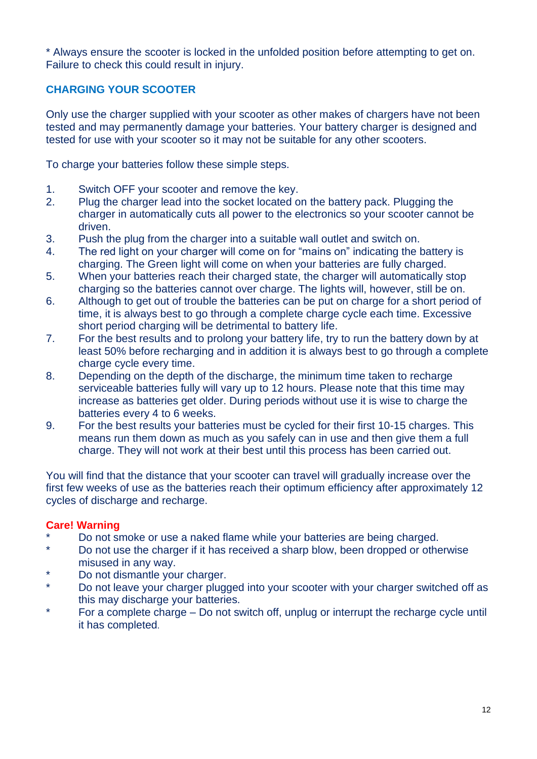* Always ensure the scooter is locked in the unfolded position before attempting to get on. Failure to check this could result in injury.

## CHARGING YOUR SCOOTER

Only use the charger supplied with your scooter as other makes of chargers have not been tested and may permanently damage your batteries. Your battery charger is designed and tested for use with your scooter so it may not be suitable for any other scooters.

To charge your batteries follow these simple steps.

1. Switch OFF your scooter and remove the key.
2. Plug the charger lead into the socket located on the battery pack. Plugging the charger in automatically cuts all power to the electronics so your scooter cannot be driven.
3. Push the plug from the charger into a suitable wall outlet and switch on.
4. The red light on your charger will come on for "mains on" indicating the battery is charging. The Green light will come on when your batteries are fully charged.
5. When your batteries reach their charged state, the charger will automatically stop charging so the batteries cannot over charge. The lights will, however, still be on.
6. Although to get out of trouble the batteries can be put on charge for a short period of time, it is always best to go through a complete charge cycle each time. Excessive short period charging will be detrimental to battery life.
7. For the best results and to prolong your battery life, try to run the battery down by at least 50% before recharging and in addition it is always best to go through a complete charge cycle every time.
8. Depending on the depth of the discharge, the minimum time taken to recharge serviceable batteries fully will vary up to 12 hours. Please note that this time may increase as batteries get older. During periods without use it is wise to charge the batteries every 4 to 6 weeks.
9. For the best results your batteries must be cycled for their first 10-15 charges. This means run them down as much as you safely can in use and then give them a full charge. They will not work at their best until this process has been carried out.

You will find that the distance that your scooter can travel will gradually increase over the first few weeks of use as the batteries reach their optimum efficiency after approximately 12 cycles of discharge and recharge.

**Care! Warning**

* Do not smoke or use a naked flame while your batteries are being charged.
* Do not use the charger if it has received a sharp blow, been dropped or otherwise misused in any way.
* Do not dismantle your charger.
* Do not leave your charger plugged into your scooter with your charger switched off as this may discharge your batteries.
* For a complete charge – Do not switch off, unplug or interrupt the recharge cycle until it has completed.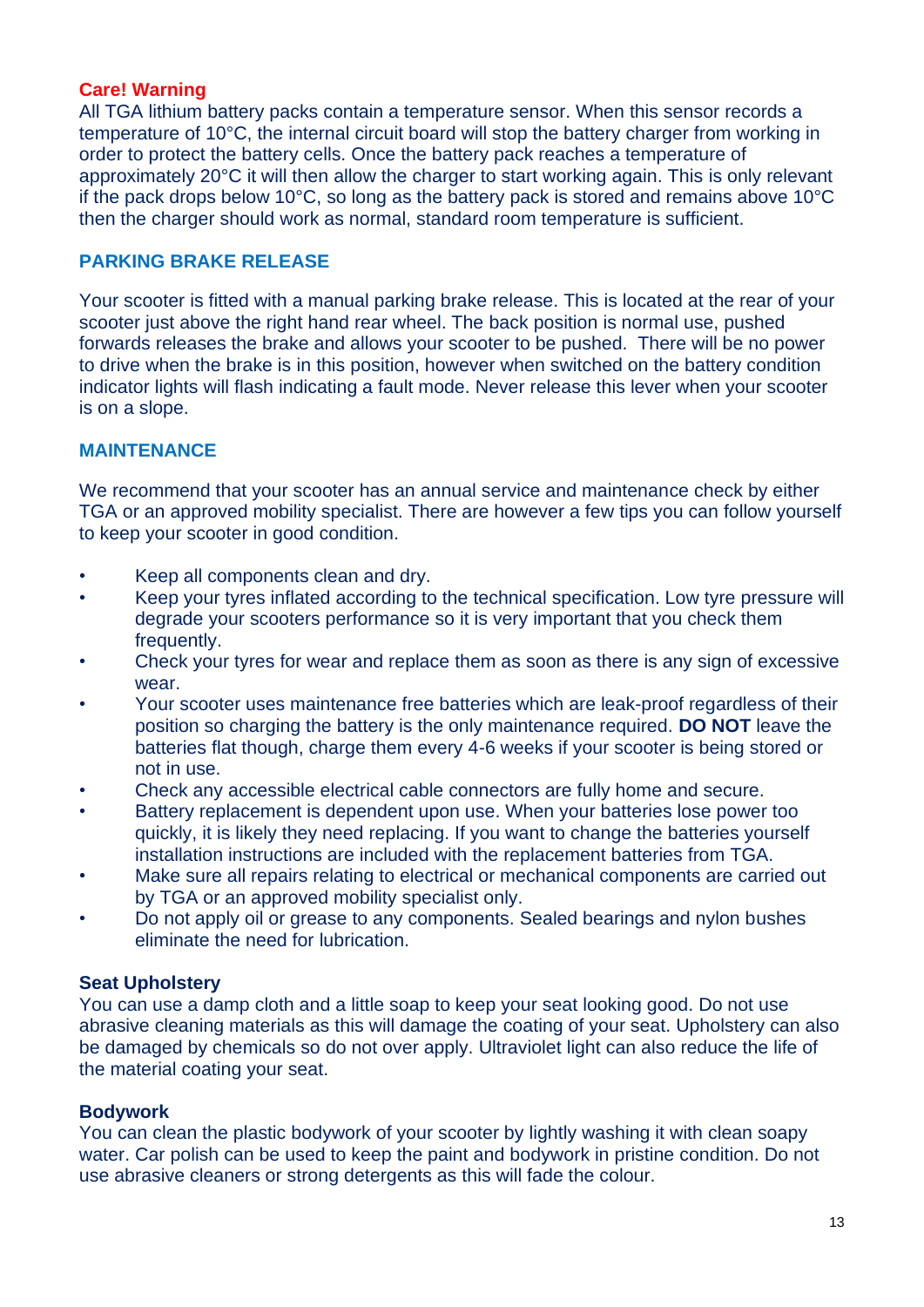**Care! Warning**

All TGA lithium battery packs contain a temperature sensor. When this sensor records a temperature of 10°C, the internal circuit board will stop the battery charger from working in order to protect the battery cells. Once the battery pack reaches a temperature of approximately 20°C it will then allow the charger to start working again. This is only relevant if the pack drops below 10°C, so long as the battery pack is stored and remains above 10°C then the charger should work as normal, standard room temperature is sufficient.

## PARKING BRAKE RELEASE

Your scooter is fitted with a manual parking brake release. This is located at the rear of your scooter just above the right hand rear wheel. The back position is normal use, pushed forwards releases the brake and allows your scooter to be pushed. There will be no power to drive when the brake is in this position, however when switched on the battery condition indicator lights will flash indicating a fault mode. Never release this lever when your scooter is on a slope.

## MAINTENANCE

We recommend that your scooter has an annual service and maintenance check by either TGA or an approved mobility specialist. There are however a few tips you can follow yourself to keep your scooter in good condition.

- Keep all components clean and dry.
- Keep your tyres inflated according to the technical specification. Low tyre pressure will degrade your scooters performance so it is very important that you check them frequently.
- Check your tyres for wear and replace them as soon as there is any sign of excessive wear.
- Your scooter uses maintenance free batteries which are leak-proof regardless of their position so charging the battery is the only maintenance required. **DO NOT** leave the batteries flat though, charge them every 4-6 weeks if your scooter is being stored or not in use.
- Check any accessible electrical cable connectors are fully home and secure.
- Battery replacement is dependent upon use. When your batteries lose power too quickly, it is likely they need replacing. If you want to change the batteries yourself installation instructions are included with the replacement batteries from TGA.
- Make sure all repairs relating to electrical or mechanical components are carried out by TGA or an approved mobility specialist only.
- Do not apply oil or grease to any components. Sealed bearings and nylon bushes eliminate the need for lubrication.

### Seat Upholstery

You can use a damp cloth and a little soap to keep your seat looking good. Do not use abrasive cleaning materials as this will damage the coating of your seat. Upholstery can also be damaged by chemicals so do not over apply. Ultraviolet light can also reduce the life of the material coating your seat.

### Bodywork

You can clean the plastic bodywork of your scooter by lightly washing it with clean soapy water. Car polish can be used to keep the paint and bodywork in pristine condition. Do not use abrasive cleaners or strong detergents as this will fade the colour.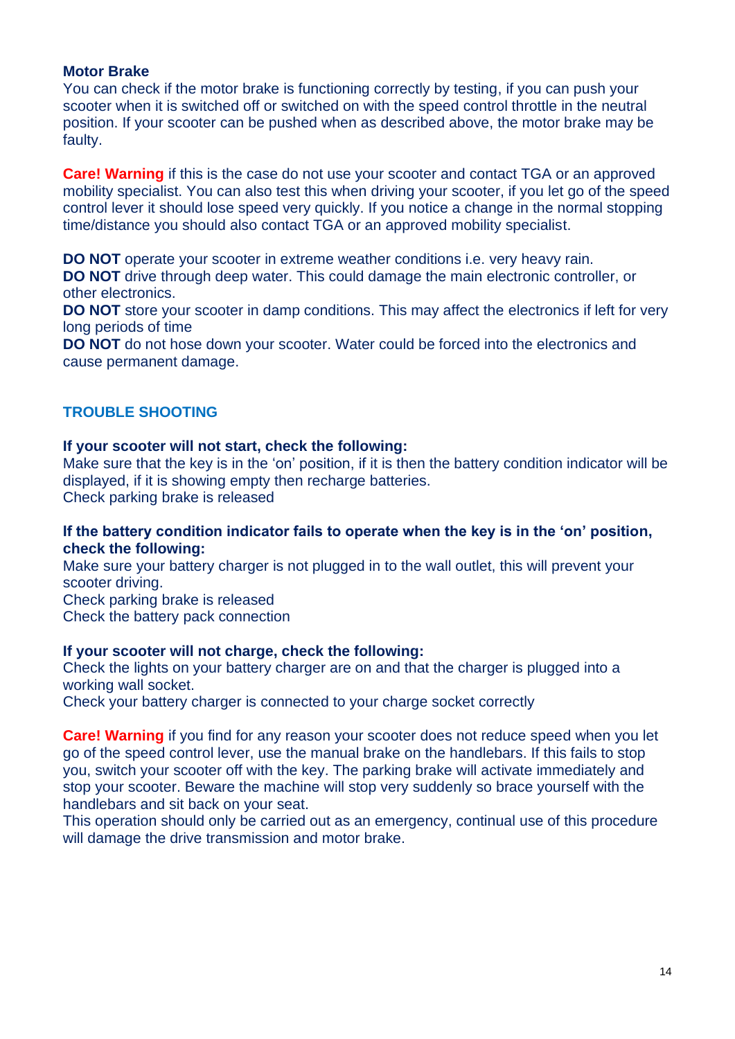**Motor Brake**
You can check if the motor brake is functioning correctly by testing, if you can push your scooter when it is switched off or switched on with the speed control throttle in the neutral position. If your scooter can be pushed when as described above, the motor brake may be faulty.

**Care! Warning** if this is the case do not use your scooter and contact TGA or an approved mobility specialist. You can also test this when driving your scooter, if you let go of the speed control lever it should lose speed very quickly. If you notice a change in the normal stopping time/distance you should also contact TGA or an approved mobility specialist.

**DO NOT** operate your scooter in extreme weather conditions i.e. very heavy rain.
**DO NOT** drive through deep water. This could damage the main electronic controller, or other electronics.
**DO NOT** store your scooter in damp conditions. This may affect the electronics if left for very long periods of time
**DO NOT** do not hose down your scooter. Water could be forced into the electronics and cause permanent damage.

## TROUBLE SHOOTING

**If your scooter will not start, check the following:**
Make sure that the key is in the 'on' position, if it is then the battery condition indicator will be displayed, if it is showing empty then recharge batteries.
Check parking brake is released

**If the battery condition indicator fails to operate when the key is in the 'on' position, check the following:**
Make sure your battery charger is not plugged in to the wall outlet, this will prevent your scooter driving.
Check parking brake is released
Check the battery pack connection

**If your scooter will not charge, check the following:**
Check the lights on your battery charger are on and that the charger is plugged into a working wall socket.
Check your battery charger is connected to your charge socket correctly

**Care! Warning** if you find for any reason your scooter does not reduce speed when you let go of the speed control lever, use the manual brake on the handlebars. If this fails to stop you, switch your scooter off with the key. The parking brake will activate immediately and stop your scooter. Beware the machine will stop very suddenly so brace yourself with the handlebars and sit back on your seat.
This operation should only be carried out as an emergency, continual use of this procedure will damage the drive transmission and motor brake.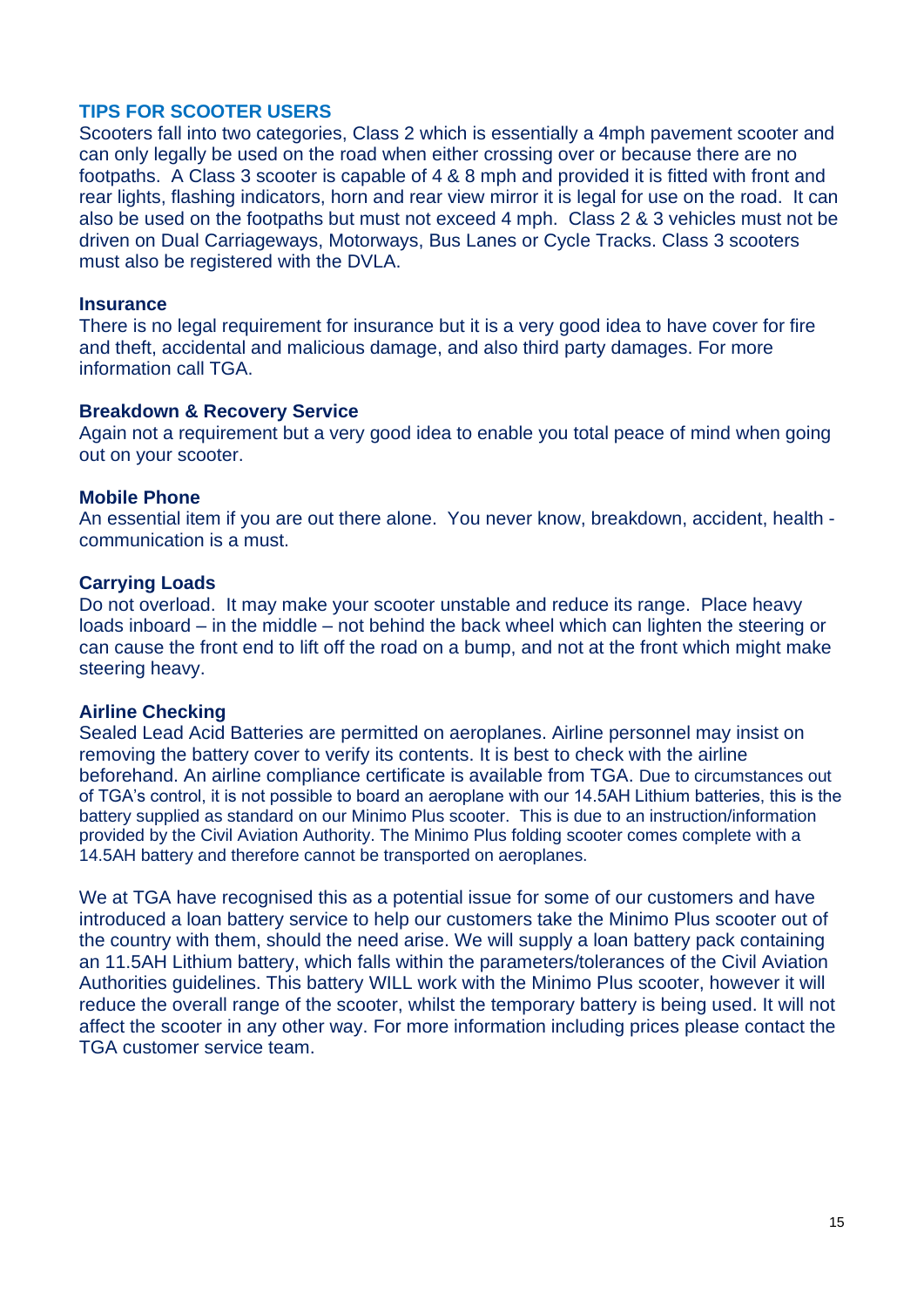## TIPS FOR SCOOTER USERS

Scooters fall into two categories, Class 2 which is essentially a 4mph pavement scooter and can only legally be used on the road when either crossing over or because there are no footpaths. A Class 3 scooter is capable of 4 & 8 mph and provided it is fitted with front and rear lights, flashing indicators, horn and rear view mirror it is legal for use on the road. It can also be used on the footpaths but must not exceed 4 mph. Class 2 & 3 vehicles must not be driven on Dual Carriageways, Motorways, Bus Lanes or Cycle Tracks. Class 3 scooters must also be registered with the DVLA.

### Insurance

There is no legal requirement for insurance but it is a very good idea to have cover for fire and theft, accidental and malicious damage, and also third party damages. For more information call TGA.

### Breakdown & Recovery Service

Again not a requirement but a very good idea to enable you total peace of mind when going out on your scooter.

### Mobile Phone

An essential item if you are out there alone. You never know, breakdown, accident, health - communication is a must.

### Carrying Loads

Do not overload. It may make your scooter unstable and reduce its range. Place heavy loads inboard – in the middle – not behind the back wheel which can lighten the steering or can cause the front end to lift off the road on a bump, and not at the front which might make steering heavy.

### Airline Checking

Sealed Lead Acid Batteries are permitted on aeroplanes. Airline personnel may insist on removing the battery cover to verify its contents. It is best to check with the airline beforehand. An airline compliance certificate is available from TGA. Due to circumstances out of TGA's control, it is not possible to board an aeroplane with our 14.5AH Lithium batteries, this is the battery supplied as standard on our Minimo Plus scooter. This is due to an instruction/information provided by the Civil Aviation Authority. The Minimo Plus folding scooter comes complete with a 14.5AH battery and therefore cannot be transported on aeroplanes.

We at TGA have recognised this as a potential issue for some of our customers and have introduced a loan battery service to help our customers take the Minimo Plus scooter out of the country with them, should the need arise. We will supply a loan battery pack containing an 11.5AH Lithium battery, which falls within the parameters/tolerances of the Civil Aviation Authorities guidelines. This battery WILL work with the Minimo Plus scooter, however it will reduce the overall range of the scooter, whilst the temporary battery is being used. It will not affect the scooter in any other way. For more information including prices please contact the TGA customer service team.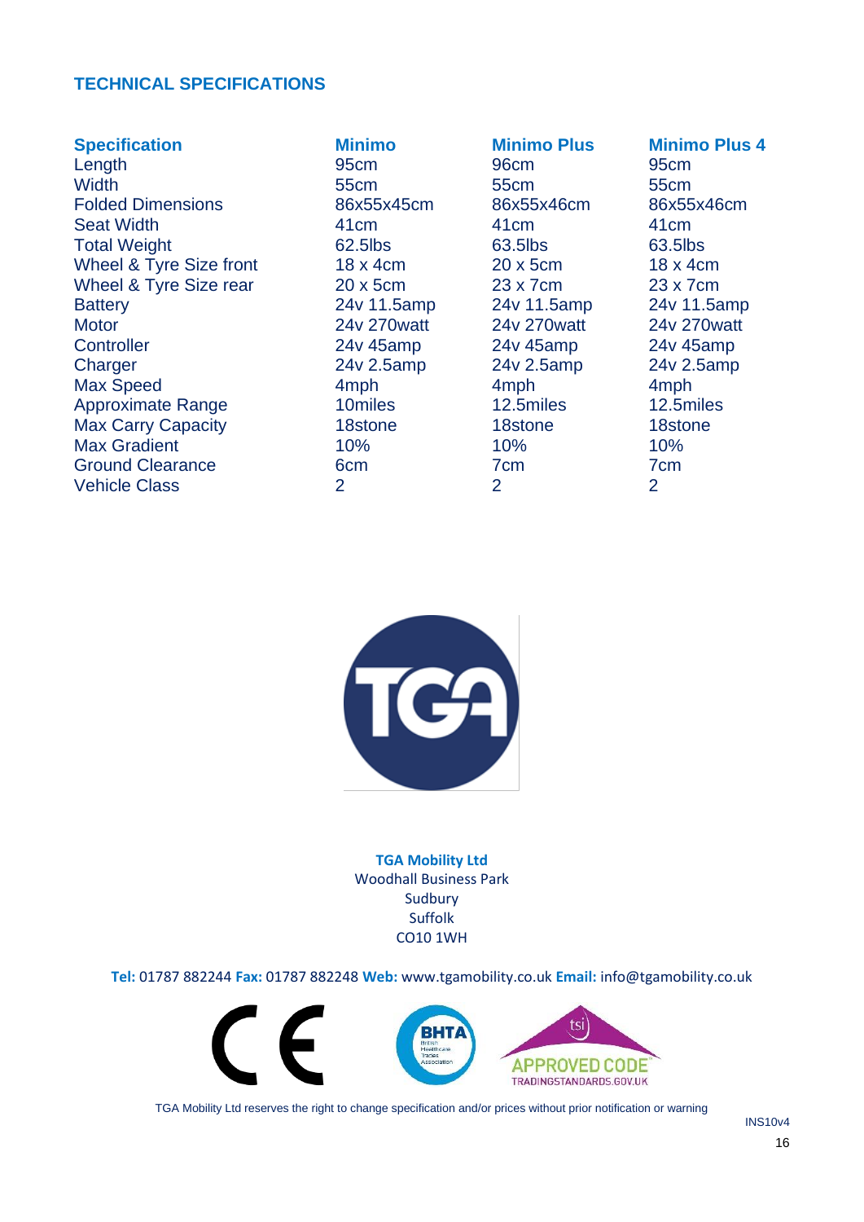## TECHNICAL SPECIFICATIONS

| Specification | Minimo | Minimo Plus | Minimo Plus 4 |
|---|---|---|---|
| Length | 95cm | 96cm | 95cm |
| Width | 55cm | 55cm | 55cm |
| Folded Dimensions | 86x55x45cm | 86x55x46cm | 86x55x46cm |
| Seat Width | 41cm | 41cm | 41cm |
| Total Weight | 62.5lbs | 63.5lbs | 63.5lbs |
| Wheel & Tyre Size front | 18 x 4cm | 20 x 5cm | 18 x 4cm |
| Wheel & Tyre Size rear | 20 x 5cm | 23 x 7cm | 23 x 7cm |
| Battery | 24v 11.5amp | 24v 11.5amp | 24v 11.5amp |
| Motor | 24v 270watt | 24v 270watt | 24v 270watt |
| Controller | 24v 45amp | 24v 45amp | 24v 45amp |
| Charger | 24v 2.5amp | 24v 2.5amp | 24v 2.5amp |
| Max Speed | 4mph | 4mph | 4mph |
| Approximate Range | 10miles | 12.5miles | 12.5miles |
| Max Carry Capacity | 18stone | 18stone | 18stone |
| Max Gradient | 10% | 10% | 10% |
| Ground Clearance | 6cm | 7cm | 7cm |
| Vehicle Class | 2 | 2 | 2 |

TGA

**TGA Mobility Ltd**
Woodhall Business Park
Sudbury
Suffolk
CO10 1WH

**Tel:** 01787 882244 **Fax:** 01787 882248 **Web:** www.tgamobility.co.uk **Email:** info@tgamobility.co.uk

CE

BHTA British Healthcare Trades Association

tsi APPROVED CODE TRADINGSTANDARDS.GOV.UK

TGA Mobility Ltd reserves the right to change specification and/or prices without prior notification or warning

INS10v4